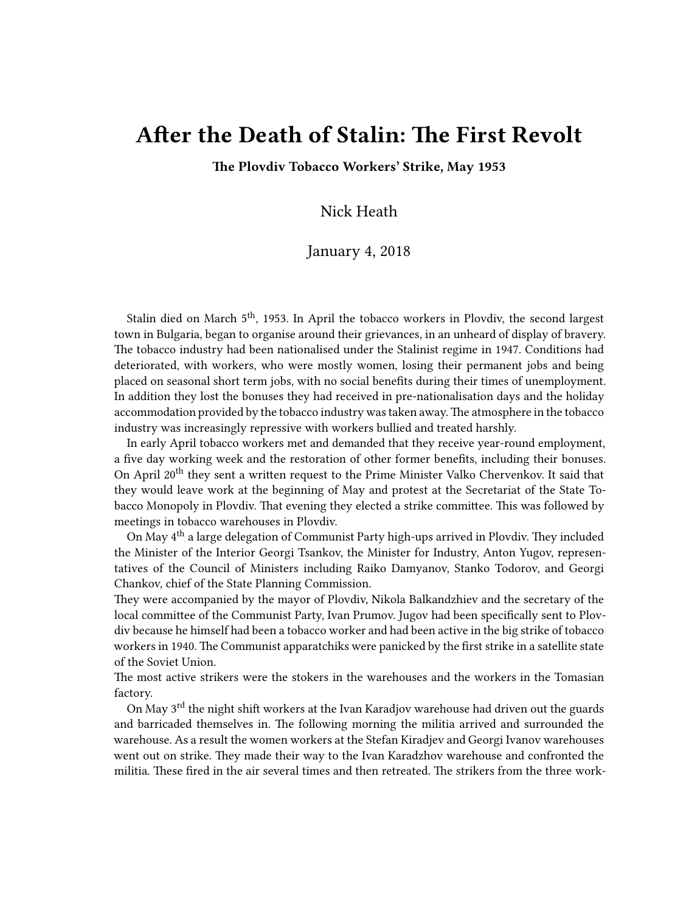# After the Death of Stalin: The First Revolt

**The Plovdiv Tobacco Workers' Strike, May 1953**

Nick Heath

January 4, 2018

Stalin died on March 5th, 1953. In April the tobacco workers in Plovdiv, the second largest town in Bulgaria, began to organise around their grievances, in an unheard of display of bravery. The tobacco industry had been nationalised under the Stalinist regime in 1947. Conditions had deteriorated, with workers, who were mostly women, losing their permanent jobs and being placed on seasonal short term jobs, with no social benefits during their times of unemployment. In addition they lost the bonuses they had received in pre-nationalisation days and the holiday accommodation provided by the tobacco industry was taken away. The atmosphere in the tobacco industry was increasingly repressive with workers bullied and treated harshly.

In early April tobacco workers met and demanded that they receive year-round employment, a five day working week and the restoration of other former benefits, including their bonuses. On April 20th they sent a written request to the Prime Minister Valko Chervenkov. It said that they would leave work at the beginning of May and protest at the Secretariat of the State Tobacco Monopoly in Plovdiv. That evening they elected a strike committee. This was followed by meetings in tobacco warehouses in Plovdiv.

On May 4th a large delegation of Communist Party high-ups arrived in Plovdiv. They included the Minister of the Interior Georgi Tsankov, the Minister for Industry, Anton Yugov, representatives of the Council of Ministers including Raiko Damyanov, Stanko Todorov, and Georgi Chankov, chief of the State Planning Commission.
They were accompanied by the mayor of Plovdiv, Nikola Balkandzhiev and the secretary of the local committee of the Communist Party, Ivan Prumov. Jugov had been specifically sent to Plovdiv because he himself had been a tobacco worker and had been active in the big strike of tobacco workers in 1940. The Communist apparatchiks were panicked by the first strike in a satellite state of the Soviet Union.
The most active strikers were the stokers in the warehouses and the workers in the Tomasian factory.

On May 3rd the night shift workers at the Ivan Karadjov warehouse had driven out the guards and barricaded themselves in. The following morning the militia arrived and surrounded the warehouse. As a result the women workers at the Stefan Kiradjev and Georgi Ivanov warehouses went out on strike. They made their way to the Ivan Karadzhov warehouse and confronted the militia. These fired in the air several times and then retreated. The strikers from the three work-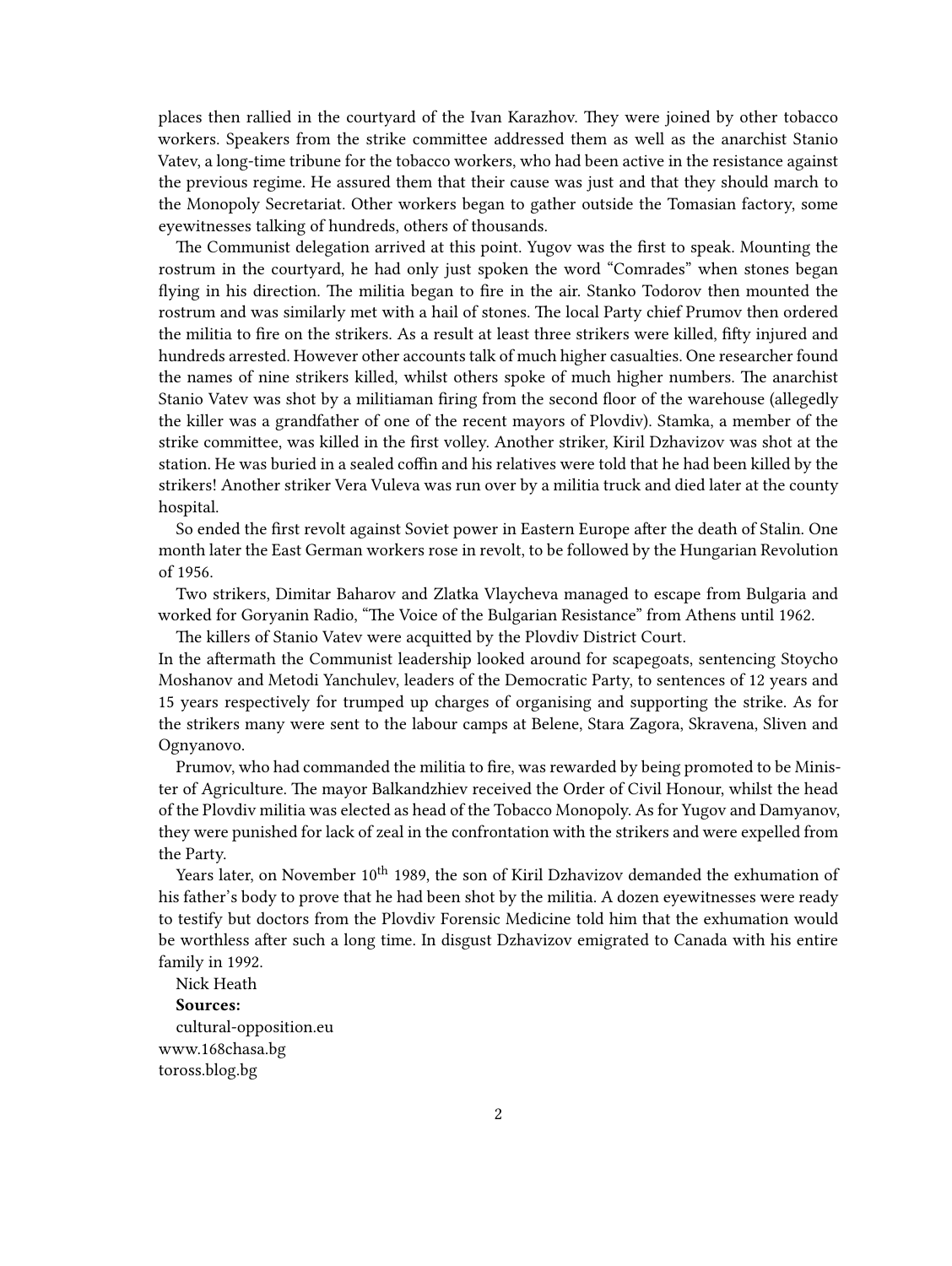places then rallied in the courtyard of the Ivan Karazhov. They were joined by other tobacco workers. Speakers from the strike committee addressed them as well as the anarchist Stanio Vatev, a long-time tribune for the tobacco workers, who had been active in the resistance against the previous regime. He assured them that their cause was just and that they should march to the Monopoly Secretariat. Other workers began to gather outside the Tomasian factory, some eyewitnesses talking of hundreds, others of thousands.

The Communist delegation arrived at this point. Yugov was the first to speak. Mounting the rostrum in the courtyard, he had only just spoken the word "Comrades" when stones began flying in his direction. The militia began to fire in the air. Stanko Todorov then mounted the rostrum and was similarly met with a hail of stones. The local Party chief Prumov then ordered the militia to fire on the strikers. As a result at least three strikers were killed, fifty injured and hundreds arrested. However other accounts talk of much higher casualties. One researcher found the names of nine strikers killed, whilst others spoke of much higher numbers. The anarchist Stanio Vatev was shot by a militiaman firing from the second floor of the warehouse (allegedly the killer was a grandfather of one of the recent mayors of Plovdiv). Stamka, a member of the strike committee, was killed in the first volley. Another striker, Kiril Dzhavizov was shot at the station. He was buried in a sealed coffin and his relatives were told that he had been killed by the strikers! Another striker Vera Vuleva was run over by a militia truck and died later at the county hospital.

So ended the first revolt against Soviet power in Eastern Europe after the death of Stalin. One month later the East German workers rose in revolt, to be followed by the Hungarian Revolution of 1956.

Two strikers, Dimitar Baharov and Zlatka Vlaycheva managed to escape from Bulgaria and worked for Goryanin Radio, "The Voice of the Bulgarian Resistance" from Athens until 1962.

The killers of Stanio Vatev were acquitted by the Plovdiv District Court.

In the aftermath the Communist leadership looked around for scapegoats, sentencing Stoycho Moshanov and Metodi Yanchulev, leaders of the Democratic Party, to sentences of 12 years and 15 years respectively for trumped up charges of organising and supporting the strike. As for the strikers many were sent to the labour camps at Belene, Stara Zagora, Skravena, Sliven and Ognyanovo.

Prumov, who had commanded the militia to fire, was rewarded by being promoted to be Minister of Agriculture. The mayor Balkandzhiev received the Order of Civil Honour, whilst the head of the Plovdiv militia was elected as head of the Tobacco Monopoly. As for Yugov and Damyanov, they were punished for lack of zeal in the confrontation with the strikers and were expelled from the Party.

Years later, on November 10th 1989, the son of Kiril Dzhavizov demanded the exhumation of his father's body to prove that he had been shot by the militia. A dozen eyewitnesses were ready to testify but doctors from the Plovdiv Forensic Medicine told him that the exhumation would be worthless after such a long time. In disgust Dzhavizov emigrated to Canada with his entire family in 1992.

Nick Heath

**Sources:**

cultural-opposition.eu
www.168chasa.bg
toross.blog.bg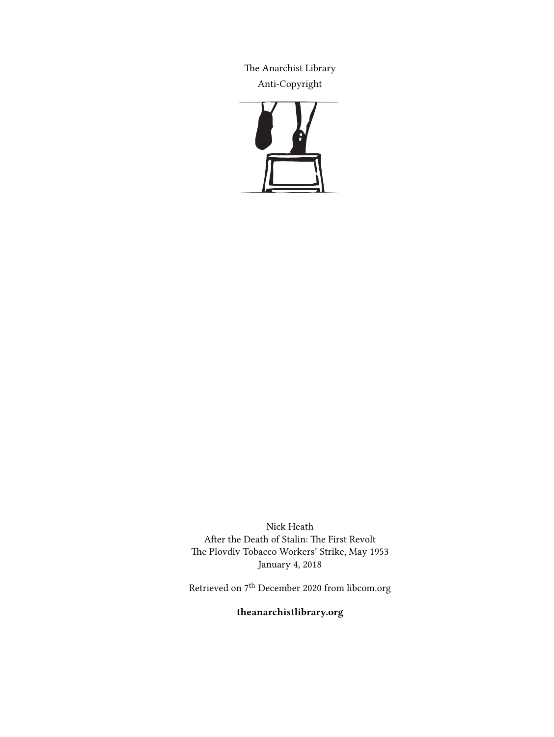The Anarchist Library

Anti-Copyright

Nick Heath

After the Death of Stalin: The First Revolt

The Plovdiv Tobacco Workers' Strike, May 1953

January 4, 2018

Retrieved on 7th December 2020 from libcom.org

**theanarchistlibrary.org**